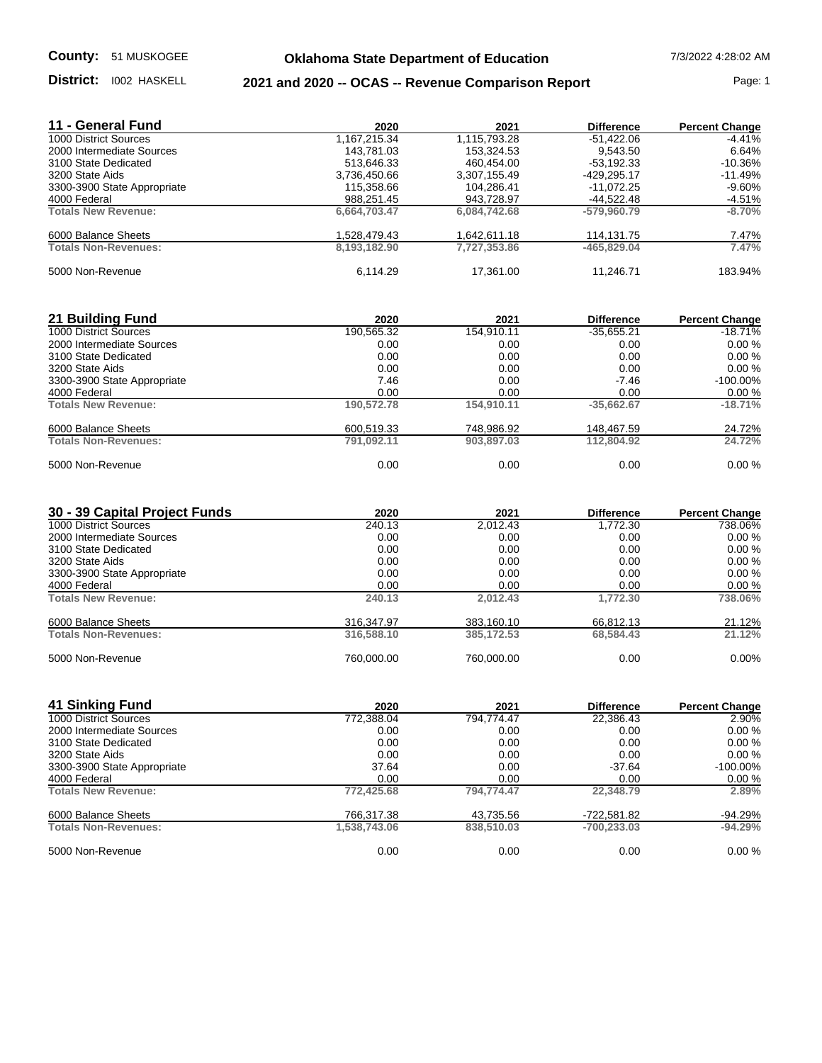**County:** 51 MUSKOGEE

**District:** I002 HASKELL

## Oklahoma State Department of Education

## 2021 and 2020 -- OCAS -- Revenue Comparison Report

7/3/2022 4:28:02 AM

| 11 - General Fund | 2020 | 2021 | Difference | Percent Change |
|---|---|---|---|---|
| 1000 District Sources | 1,167,215.34 | 1,115,793.28 | -51,422.06 | -4.41% |
| 2000 Intermediate Sources | 143,781.03 | 153,324.53 | 9,543.50 | 6.64% |
| 3100 State Dedicated | 513,646.33 | 460,454.00 | -53,192.33 | -10.36% |
| 3200 State Aids | 3,736,450.66 | 3,307,155.49 | -429,295.17 | -11.49% |
| 3300-3900 State Appropriate | 115,358.66 | 104,286.41 | -11,072.25 | -9.60% |
| 4000 Federal | 988,251.45 | 943,728.97 | -44,522.48 | -4.51% |
| **Totals New Revenue:** | **6,664,703.47** | **6,084,742.68** | **-579,960.79** | **-8.70%** |
| 6000 Balance Sheets | 1,528,479.43 | 1,642,611.18 | 114,131.75 | 7.47% |
| **Totals Non-Revenues:** | **8,193,182.90** | **7,727,353.86** | **-465,829.04** | **7.47%** |
| 5000 Non-Revenue | 6,114.29 | 17,361.00 | 11,246.71 | 183.94% |

| 21 Building Fund | 2020 | 2021 | Difference | Percent Change |
|---|---|---|---|---|
| 1000 District Sources | 190,565.32 | 154,910.11 | -35,655.21 | -18.71% |
| 2000 Intermediate Sources | 0.00 | 0.00 | 0.00 | 0.00 % |
| 3100 State Dedicated | 0.00 | 0.00 | 0.00 | 0.00 % |
| 3200 State Aids | 0.00 | 0.00 | 0.00 | 0.00 % |
| 3300-3900 State Appropriate | 7.46 | 0.00 | -7.46 | -100.00% |
| 4000 Federal | 0.00 | 0.00 | 0.00 | 0.00 % |
| **Totals New Revenue:** | **190,572.78** | **154,910.11** | **-35,662.67** | **-18.71%** |
| 6000 Balance Sheets | 600,519.33 | 748,986.92 | 148,467.59 | 24.72% |
| **Totals Non-Revenues:** | **791,092.11** | **903,897.03** | **112,804.92** | **24.72%** |
| 5000 Non-Revenue | 0.00 | 0.00 | 0.00 | 0.00 % |

| 30 - 39 Capital Project Funds | 2020 | 2021 | Difference | Percent Change |
|---|---|---|---|---|
| 1000 District Sources | 240.13 | 2,012.43 | 1,772.30 | 738.06% |
| 2000 Intermediate Sources | 0.00 | 0.00 | 0.00 | 0.00 % |
| 3100 State Dedicated | 0.00 | 0.00 | 0.00 | 0.00 % |
| 3200 State Aids | 0.00 | 0.00 | 0.00 | 0.00 % |
| 3300-3900 State Appropriate | 0.00 | 0.00 | 0.00 | 0.00 % |
| 4000 Federal | 0.00 | 0.00 | 0.00 | 0.00 % |
| **Totals New Revenue:** | **240.13** | **2,012.43** | **1,772.30** | **738.06%** |
| 6000 Balance Sheets | 316,347.97 | 383,160.10 | 66,812.13 | 21.12% |
| **Totals Non-Revenues:** | **316,588.10** | **385,172.53** | **68,584.43** | **21.12%** |
| 5000 Non-Revenue | 760,000.00 | 760,000.00 | 0.00 | 0.00% |

| 41 Sinking Fund | 2020 | 2021 | Difference | Percent Change |
|---|---|---|---|---|
| 1000 District Sources | 772,388.04 | 794,774.47 | 22,386.43 | 2.90% |
| 2000 Intermediate Sources | 0.00 | 0.00 | 0.00 | 0.00 % |
| 3100 State Dedicated | 0.00 | 0.00 | 0.00 | 0.00 % |
| 3200 State Aids | 0.00 | 0.00 | 0.00 | 0.00 % |
| 3300-3900 State Appropriate | 37.64 | 0.00 | -37.64 | -100.00% |
| 4000 Federal | 0.00 | 0.00 | 0.00 | 0.00 % |
| **Totals New Revenue:** | **772,425.68** | **794,774.47** | **22,348.79** | **2.89%** |
| 6000 Balance Sheets | 766,317.38 | 43,735.56 | -722,581.82 | -94.29% |
| **Totals Non-Revenues:** | **1,538,743.06** | **838,510.03** | **-700,233.03** | **-94.29%** |
| 5000 Non-Revenue | 0.00 | 0.00 | 0.00 | 0.00 % |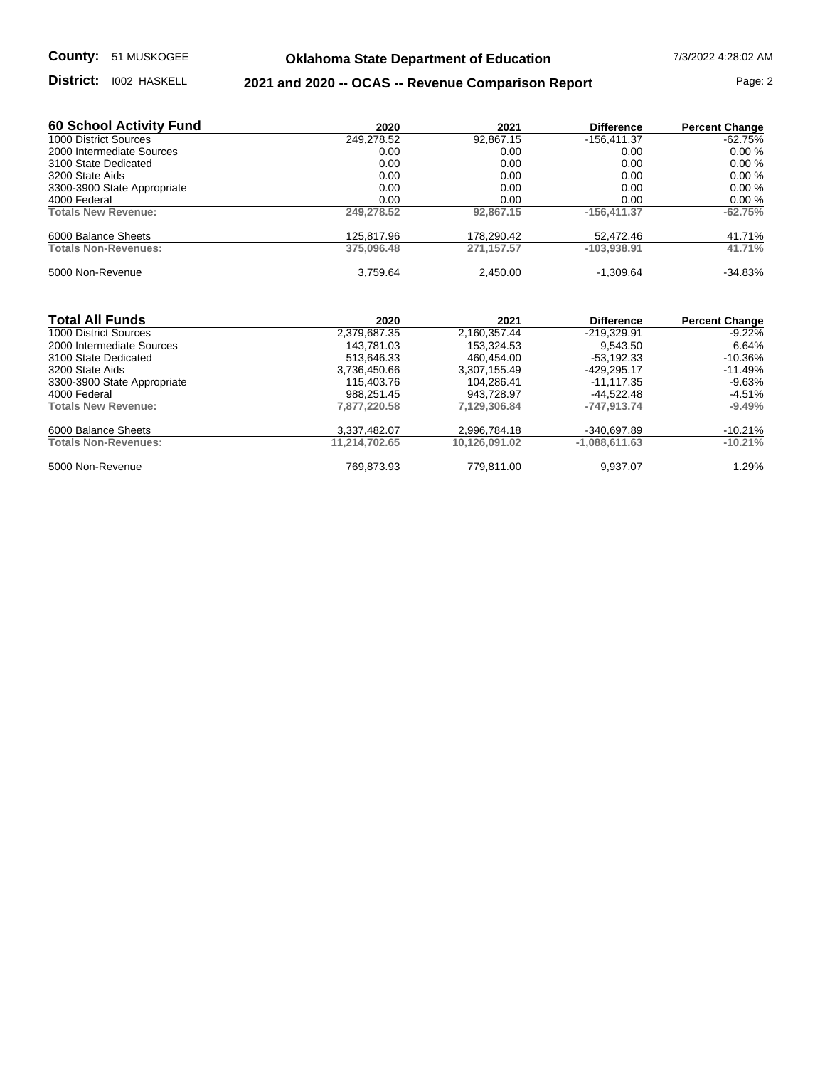| 60 School Activity Fund | 2020 | 2021 | Difference | Percent Change |
| --- | --- | --- | --- | --- |
| 1000 District Sources | 249,278.52 | 92,867.15 | -156,411.37 | -62.75% |
| 2000 Intermediate Sources | 0.00 | 0.00 | 0.00 | 0.00 % |
| 3100 State Dedicated | 0.00 | 0.00 | 0.00 | 0.00 % |
| 3200 State Aids | 0.00 | 0.00 | 0.00 | 0.00 % |
| 3300-3900 State Appropriate | 0.00 | 0.00 | 0.00 | 0.00 % |
| 4000 Federal | 0.00 | 0.00 | 0.00 | 0.00 % |
| **Totals New Revenue:** | **249,278.52** | **92,867.15** | **-156,411.37** | **-62.75%** |
| 6000 Balance Sheets | 125,817.96 | 178,290.42 | 52,472.46 | 41.71% |
| **Totals Non-Revenues:** | **375,096.48** | **271,157.57** | **-103,938.91** | **41.71%** |
| 5000 Non-Revenue | 3,759.64 | 2,450.00 | -1,309.64 | -34.83% |

| Total All Funds | 2020 | 2021 | Difference | Percent Change |
| --- | --- | --- | --- | --- |
| 1000 District Sources | 2,379,687.35 | 2,160,357.44 | -219,329.91 | -9.22% |
| 2000 Intermediate Sources | 143,781.03 | 153,324.53 | 9,543.50 | 6.64% |
| 3100 State Dedicated | 513,646.33 | 460,454.00 | -53,192.33 | -10.36% |
| 3200 State Aids | 3,736,450.66 | 3,307,155.49 | -429,295.17 | -11.49% |
| 3300-3900 State Appropriate | 115,403.76 | 104,286.41 | -11,117.35 | -9.63% |
| 4000 Federal | 988,251.45 | 943,728.97 | -44,522.48 | -4.51% |
| **Totals New Revenue:** | **7,877,220.58** | **7,129,306.84** | **-747,913.74** | **-9.49%** |
| 6000 Balance Sheets | 3,337,482.07 | 2,996,784.18 | -340,697.89 | -10.21% |
| **Totals Non-Revenues:** | **11,214,702.65** | **10,126,091.02** | **-1,088,611.63** | **-10.21%** |
| 5000 Non-Revenue | 769,873.93 | 779,811.00 | 9,937.07 | 1.29% |